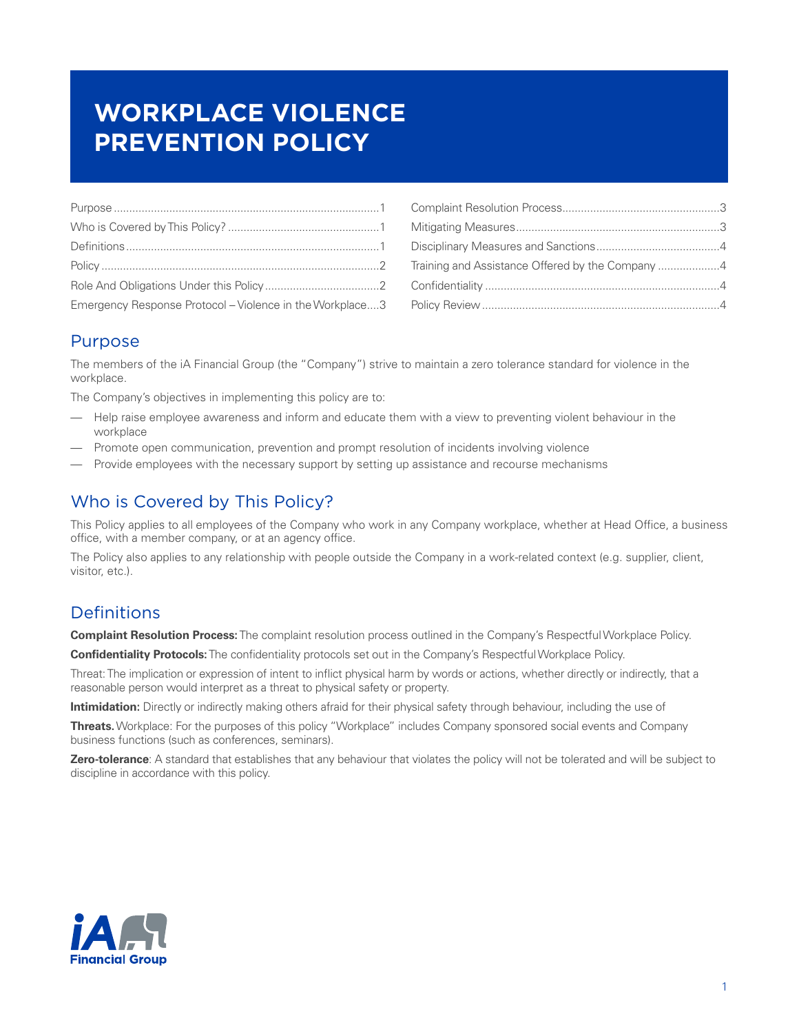# WORKPLACE VIOLENCE PREVENTION POLICY

| | | | |
|---|---|---|---|
| Purpose | 1 | Complaint Resolution Process | 3 |
| Who is Covered by This Policy? | 1 | Mitigating Measures | 3 |
| Definitions | 1 | Disciplinary Measures and Sanctions | 4 |
| Policy | 2 | Training and Assistance Offered by the Company | 4 |
| Role And Obligations Under this Policy | 2 | Confidentiality | 4 |
| Emergency Response Protocol – Violence in the Workplace | 3 | Policy Review | 4 |

## Purpose

The members of the iA Financial Group (the "Company") strive to maintain a zero tolerance standard for violence in the workplace.

The Company's objectives in implementing this policy are to:

- Help raise employee awareness and inform and educate them with a view to preventing violent behaviour in the workplace
- Promote open communication, prevention and prompt resolution of incidents involving violence
- Provide employees with the necessary support by setting up assistance and recourse mechanisms

## Who is Covered by This Policy?

This Policy applies to all employees of the Company who work in any Company workplace, whether at Head Office, a business office, with a member company, or at an agency office.

The Policy also applies to any relationship with people outside the Company in a work-related context (e.g. supplier, client, visitor, etc.).

## Definitions

**Complaint Resolution Process:** The complaint resolution process outlined in the Company's Respectful Workplace Policy.

**Confidentiality Protocols:** The confidentiality protocols set out in the Company's Respectful Workplace Policy.

Threat: The implication or expression of intent to inflict physical harm by words or actions, whether directly or indirectly, that a reasonable person would interpret as a threat to physical safety or property.

**Intimidation:** Directly or indirectly making others afraid for their physical safety through behaviour, including the use of

**Threats.** Workplace: For the purposes of this policy "Workplace" includes Company sponsored social events and Company business functions (such as conferences, seminars).

**Zero-tolerance**: A standard that establishes that any behaviour that violates the policy will not be tolerated and will be subject to discipline in accordance with this policy.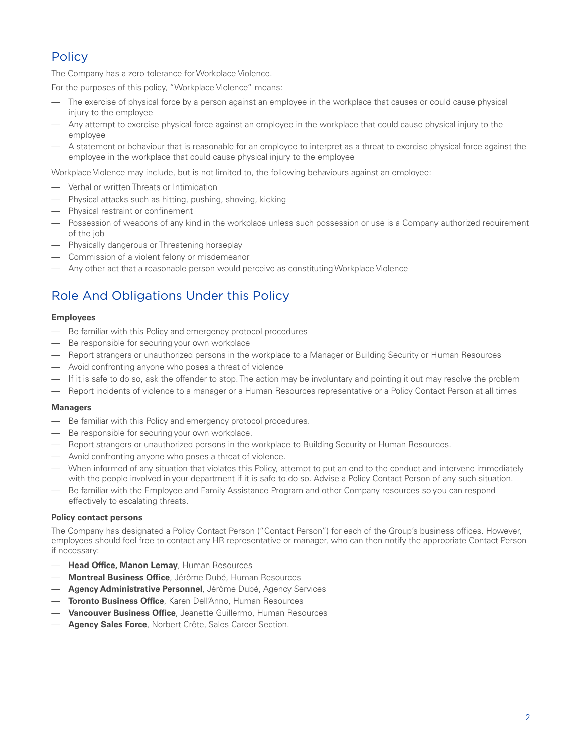## Policy

The Company has a zero tolerance for Workplace Violence.

For the purposes of this policy, "Workplace Violence" means:

- The exercise of physical force by a person against an employee in the workplace that causes or could cause physical injury to the employee
- Any attempt to exercise physical force against an employee in the workplace that could cause physical injury to the employee
- A statement or behaviour that is reasonable for an employee to interpret as a threat to exercise physical force against the employee in the workplace that could cause physical injury to the employee

Workplace Violence may include, but is not limited to, the following behaviours against an employee:

- Verbal or written Threats or Intimidation
- Physical attacks such as hitting, pushing, shoving, kicking
- Physical restraint or confinement
- Possession of weapons of any kind in the workplace unless such possession or use is a Company authorized requirement of the job
- Physically dangerous or Threatening horseplay
- Commission of a violent felony or misdemeanor
- Any other act that a reasonable person would perceive as constituting Workplace Violence

## Role And Obligations Under this Policy

**Employees**

- Be familiar with this Policy and emergency protocol procedures
- Be responsible for securing your own workplace
- Report strangers or unauthorized persons in the workplace to a Manager or Building Security or Human Resources
- Avoid confronting anyone who poses a threat of violence
- If it is safe to do so, ask the offender to stop. The action may be involuntary and pointing it out may resolve the problem
- Report incidents of violence to a manager or a Human Resources representative or a Policy Contact Person at all times

**Managers**

- Be familiar with this Policy and emergency protocol procedures.
- Be responsible for securing your own workplace.
- Report strangers or unauthorized persons in the workplace to Building Security or Human Resources.
- Avoid confronting anyone who poses a threat of violence.
- When informed of any situation that violates this Policy, attempt to put an end to the conduct and intervene immediately with the people involved in your department if it is safe to do so. Advise a Policy Contact Person of any such situation.
- Be familiar with the Employee and Family Assistance Program and other Company resources so you can respond effectively to escalating threats.

**Policy contact persons**

The Company has designated a Policy Contact Person ("Contact Person") for each of the Group's business offices. However, employees should feel free to contact any HR representative or manager, who can then notify the appropriate Contact Person if necessary:

- **Head Office, Manon Lemay**, Human Resources
- **Montreal Business Office**, Jérôme Dubé, Human Resources
- **Agency Administrative Personnel**, Jérôme Dubé, Agency Services
- **Toronto Business Office**, Karen Dell'Anno, Human Resources
- **Vancouver Business Office**, Jeanette Guillermo, Human Resources
- **Agency Sales Force**, Norbert Crête, Sales Career Section.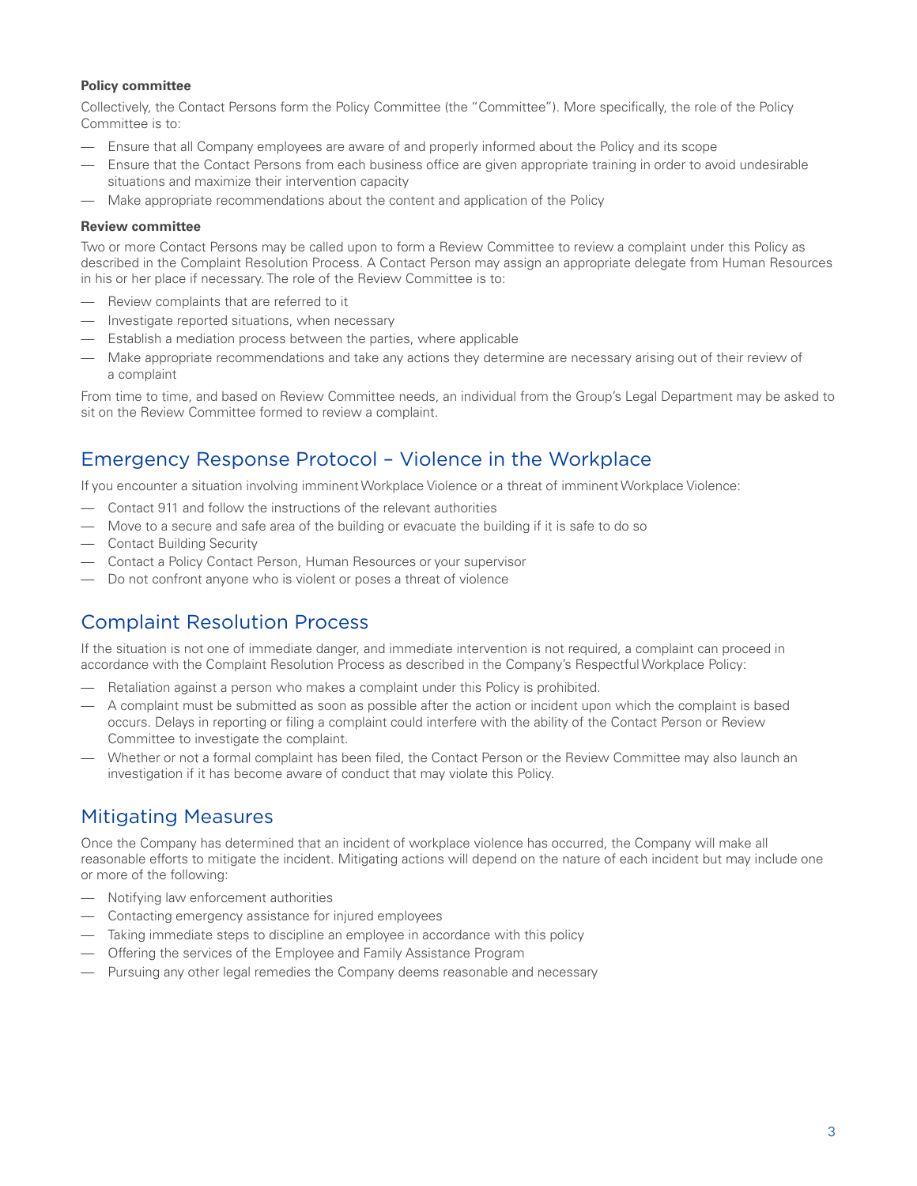**Policy committee**

Collectively, the Contact Persons form the Policy Committee (the "Committee"). More specifically, the role of the Policy Committee is to:

- Ensure that all Company employees are aware of and properly informed about the Policy and its scope
- Ensure that the Contact Persons from each business office are given appropriate training in order to avoid undesirable situations and maximize their intervention capacity
- Make appropriate recommendations about the content and application of the Policy

**Review committee**

Two or more Contact Persons may be called upon to form a Review Committee to review a complaint under this Policy as described in the Complaint Resolution Process. A Contact Person may assign an appropriate delegate from Human Resources in his or her place if necessary. The role of the Review Committee is to:

- Review complaints that are referred to it
- Investigate reported situations, when necessary
- Establish a mediation process between the parties, where applicable
- Make appropriate recommendations and take any actions they determine are necessary arising out of their review of a complaint

From time to time, and based on Review Committee needs, an individual from the Group's Legal Department may be asked to sit on the Review Committee formed to review a complaint.

## Emergency Response Protocol – Violence in the Workplace

If you encounter a situation involving imminent Workplace Violence or a threat of imminent Workplace Violence:

- Contact 911 and follow the instructions of the relevant authorities
- Move to a secure and safe area of the building or evacuate the building if it is safe to do so
- Contact Building Security
- Contact a Policy Contact Person, Human Resources or your supervisor
- Do not confront anyone who is violent or poses a threat of violence

## Complaint Resolution Process

If the situation is not one of immediate danger, and immediate intervention is not required, a complaint can proceed in accordance with the Complaint Resolution Process as described in the Company's Respectful Workplace Policy:

- Retaliation against a person who makes a complaint under this Policy is prohibited.
- A complaint must be submitted as soon as possible after the action or incident upon which the complaint is based occurs. Delays in reporting or filing a complaint could interfere with the ability of the Contact Person or Review Committee to investigate the complaint.
- Whether or not a formal complaint has been filed, the Contact Person or the Review Committee may also launch an investigation if it has become aware of conduct that may violate this Policy.

## Mitigating Measures

Once the Company has determined that an incident of workplace violence has occurred, the Company will make all reasonable efforts to mitigate the incident. Mitigating actions will depend on the nature of each incident but may include one or more of the following:

- Notifying law enforcement authorities
- Contacting emergency assistance for injured employees
- Taking immediate steps to discipline an employee in accordance with this policy
- Offering the services of the Employee and Family Assistance Program
- Pursuing any other legal remedies the Company deems reasonable and necessary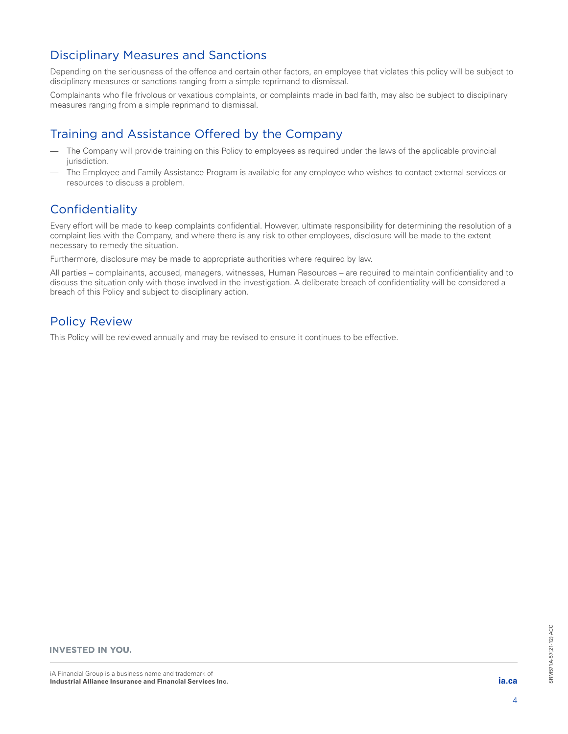## Disciplinary Measures and Sanctions

Depending on the seriousness of the offence and certain other factors, an employee that violates this policy will be subject to disciplinary measures or sanctions ranging from a simple reprimand to dismissal.

Complainants who file frivolous or vexatious complaints, or complaints made in bad faith, may also be subject to disciplinary measures ranging from a simple reprimand to dismissal.

## Training and Assistance Offered by the Company

- The Company will provide training on this Policy to employees as required under the laws of the applicable provincial jurisdiction.
- The Employee and Family Assistance Program is available for any employee who wishes to contact external services or resources to discuss a problem.

## Confidentiality

Every effort will be made to keep complaints confidential. However, ultimate responsibility for determining the resolution of a complaint lies with the Company, and where there is any risk to other employees, disclosure will be made to the extent necessary to remedy the situation.

Furthermore, disclosure may be made to appropriate authorities where required by law.

All parties – complainants, accused, managers, witnesses, Human Resources – are required to maintain confidentiality and to discuss the situation only with those involved in the investigation. A deliberate breach of confidentiality will be considered a breach of this Policy and subject to disciplinary action.

## Policy Review

This Policy will be reviewed annually and may be revised to ensure it continues to be effective.

**INVESTED IN YOU.**

iA Financial Group is a business name and trademark of
**Industrial Alliance Insurance and Financial Services Inc.**

**ia.ca**

SRM571A-57(21-12) ACC